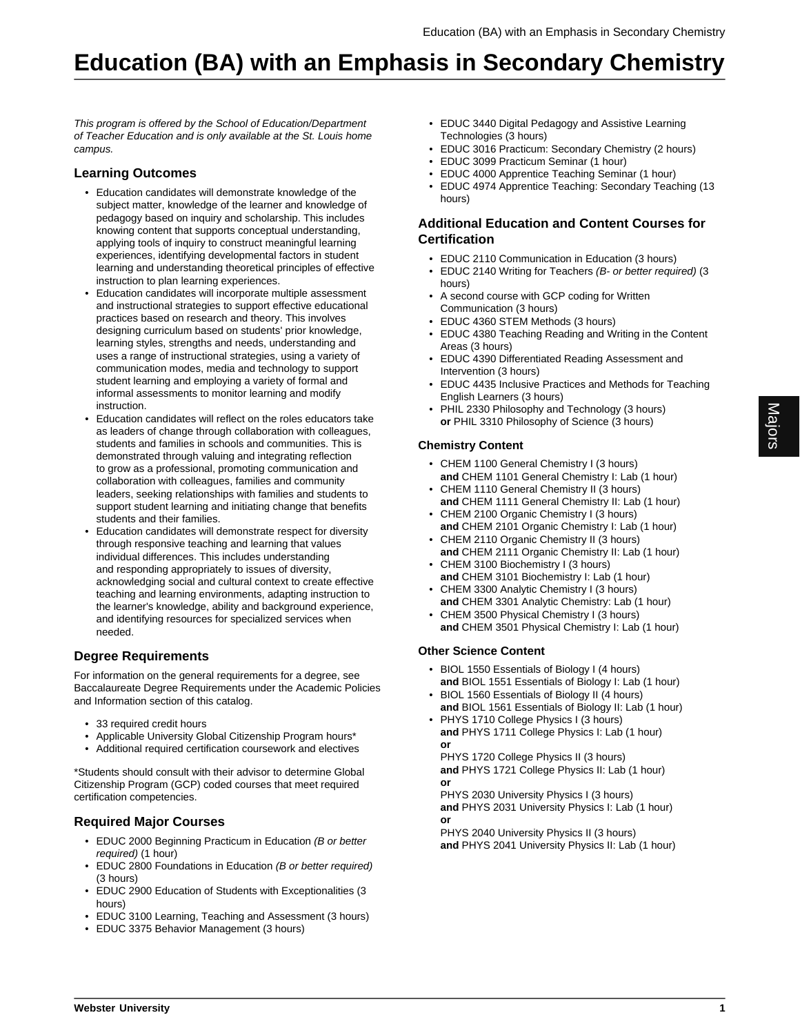# Education (BA) with an Emphasis in Secondary Chemistry

*This program is offered by the School of Education/Department of Teacher Education and is only available at the St. Louis home campus.*

## Learning Outcomes

- Education candidates will demonstrate knowledge of the subject matter, knowledge of the learner and knowledge of pedagogy based on inquiry and scholarship. This includes knowing content that supports conceptual understanding, applying tools of inquiry to construct meaningful learning experiences, identifying developmental factors in student learning and understanding theoretical principles of effective instruction to plan learning experiences.
- Education candidates will incorporate multiple assessment and instructional strategies to support effective educational practices based on research and theory. This involves designing curriculum based on students' prior knowledge, learning styles, strengths and needs, understanding and uses a range of instructional strategies, using a variety of communication modes, media and technology to support student learning and employing a variety of formal and informal assessments to monitor learning and modify instruction.
- Education candidates will reflect on the roles educators take as leaders of change through collaboration with colleagues, students and families in schools and communities. This is demonstrated through valuing and integrating reflection to grow as a professional, promoting communication and collaboration with colleagues, families and community leaders, seeking relationships with families and students to support student learning and initiating change that benefits students and their families.
- Education candidates will demonstrate respect for diversity through responsive teaching and learning that values individual differences. This includes understanding and responding appropriately to issues of diversity, acknowledging social and cultural context to create effective teaching and learning environments, adapting instruction to the learner's knowledge, ability and background experience, and identifying resources for specialized services when needed.

## Degree Requirements

For information on the general requirements for a degree, see Baccalaureate Degree Requirements under the Academic Policies and Information section of this catalog.

- 33 required credit hours
- Applicable University Global Citizenship Program hours*
- Additional required certification coursework and electives

*Students should consult with their advisor to determine Global Citizenship Program (GCP) coded courses that meet required certification competencies.

## Required Major Courses

- EDUC 2000 Beginning Practicum in Education *(B or better required)* (1 hour)
- EDUC 2800 Foundations in Education *(B or better required)* (3 hours)
- EDUC 2900 Education of Students with Exceptionalities (3 hours)
- EDUC 3100 Learning, Teaching and Assessment (3 hours)
- EDUC 3375 Behavior Management (3 hours)
- EDUC 3440 Digital Pedagogy and Assistive Learning Technologies (3 hours)
- EDUC 3016 Practicum: Secondary Chemistry (2 hours)
- EDUC 3099 Practicum Seminar (1 hour)
- EDUC 4000 Apprentice Teaching Seminar (1 hour)
- EDUC 4974 Apprentice Teaching: Secondary Teaching (13 hours)

## Additional Education and Content Courses for Certification

- EDUC 2110 Communication in Education (3 hours)
- EDUC 2140 Writing for Teachers *(B- or better required)* (3 hours)
- A second course with GCP coding for Written Communication (3 hours)
- EDUC 4360 STEM Methods (3 hours)
- EDUC 4380 Teaching Reading and Writing in the Content Areas (3 hours)
- EDUC 4390 Differentiated Reading Assessment and Intervention (3 hours)
- EDUC 4435 Inclusive Practices and Methods for Teaching English Learners (3 hours)
- PHIL 2330 Philosophy and Technology (3 hours)
  **or** PHIL 3310 Philosophy of Science (3 hours)

### Chemistry Content

- CHEM 1100 General Chemistry I (3 hours)
  **and** CHEM 1101 General Chemistry I: Lab (1 hour)
- CHEM 1110 General Chemistry II (3 hours)
  **and** CHEM 1111 General Chemistry II: Lab (1 hour)
- CHEM 2100 Organic Chemistry I (3 hours)
  **and** CHEM 2101 Organic Chemistry I: Lab (1 hour)
- CHEM 2110 Organic Chemistry II (3 hours)
  **and** CHEM 2111 Organic Chemistry II: Lab (1 hour)
- CHEM 3100 Biochemistry I (3 hours)
  **and** CHEM 3101 Biochemistry I: Lab (1 hour)
- CHEM 3300 Analytic Chemistry I (3 hours)
  **and** CHEM 3301 Analytic Chemistry: Lab (1 hour)
- CHEM 3500 Physical Chemistry I (3 hours)
  **and** CHEM 3501 Physical Chemistry I: Lab (1 hour)

### Other Science Content

- BIOL 1550 Essentials of Biology I (4 hours)
  **and** BIOL 1551 Essentials of Biology I: Lab (1 hour)
- BIOL 1560 Essentials of Biology II (4 hours)
  **and** BIOL 1561 Essentials of Biology II: Lab (1 hour)
- PHYS 1710 College Physics I (3 hours)
  **and** PHYS 1711 College Physics I: Lab (1 hour)
  **or**
  PHYS 1720 College Physics II (3 hours)
  **and** PHYS 1721 College Physics II: Lab (1 hour)
  **or**
  PHYS 2030 University Physics I (3 hours)
  **and** PHYS 2031 University Physics I: Lab (1 hour)
  **or**
  PHYS 2040 University Physics II (3 hours)
  **and** PHYS 2041 University Physics II: Lab (1 hour)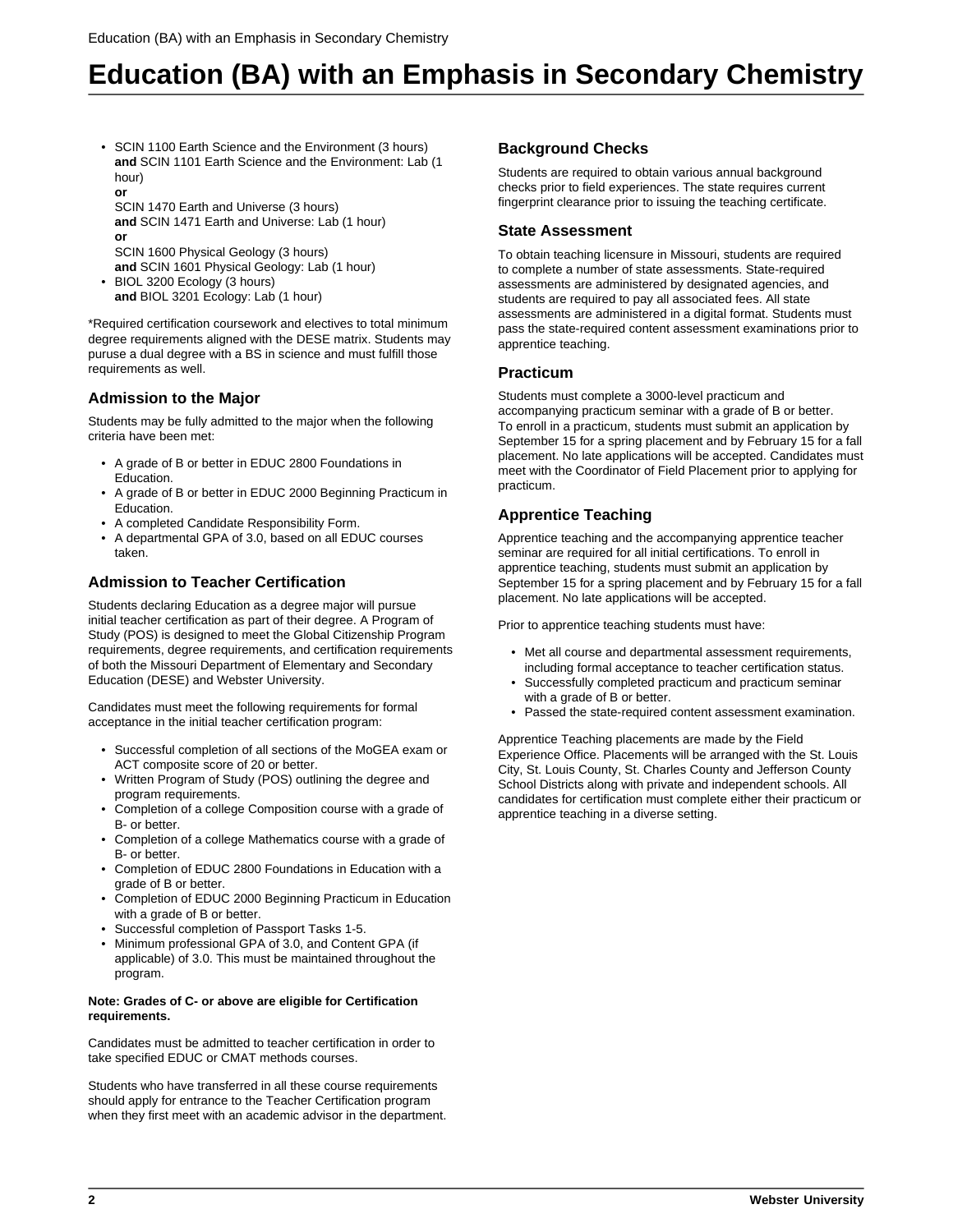# Education (BA) with an Emphasis in Secondary Chemistry

- SCIN 1100 Earth Science and the Environment (3 hours) **and** SCIN 1101 Earth Science and the Environment: Lab (1 hour)
  **or**
  SCIN 1470 Earth and Universe (3 hours)
  **and** SCIN 1471 Earth and Universe: Lab (1 hour)
  **or**
  SCIN 1600 Physical Geology (3 hours)
  **and** SCIN 1601 Physical Geology: Lab (1 hour)
- BIOL 3200 Ecology (3 hours)
  **and** BIOL 3201 Ecology: Lab (1 hour)

*Required certification coursework and electives to total minimum degree requirements aligned with the DESE matrix. Students may puruse a dual degree with a BS in science and must fulfill those requirements as well.

### Admission to the Major

Students may be fully admitted to the major when the following criteria have been met:

- A grade of B or better in EDUC 2800 Foundations in Education.
- A grade of B or better in EDUC 2000 Beginning Practicum in Education.
- A completed Candidate Responsibility Form.
- A departmental GPA of 3.0, based on all EDUC courses taken.

### Admission to Teacher Certification

Students declaring Education as a degree major will pursue initial teacher certification as part of their degree. A Program of Study (POS) is designed to meet the Global Citizenship Program requirements, degree requirements, and certification requirements of both the Missouri Department of Elementary and Secondary Education (DESE) and Webster University.

Candidates must meet the following requirements for formal acceptance in the initial teacher certification program:

- Successful completion of all sections of the MoGEA exam or ACT composite score of 20 or better.
- Written Program of Study (POS) outlining the degree and program requirements.
- Completion of a college Composition course with a grade of B- or better.
- Completion of a college Mathematics course with a grade of B- or better.
- Completion of EDUC 2800 Foundations in Education with a grade of B or better.
- Completion of EDUC 2000 Beginning Practicum in Education with a grade of B or better.
- Successful completion of Passport Tasks 1-5.
- Minimum professional GPA of 3.0, and Content GPA (if applicable) of 3.0. This must be maintained throughout the program.

**Note: Grades of C- or above are eligible for Certification requirements.**

Candidates must be admitted to teacher certification in order to take specified EDUC or CMAT methods courses.

Students who have transferred in all these course requirements should apply for entrance to the Teacher Certification program when they first meet with an academic advisor in the department.

### Background Checks

Students are required to obtain various annual background checks prior to field experiences. The state requires current fingerprint clearance prior to issuing the teaching certificate.

### State Assessment

To obtain teaching licensure in Missouri, students are required to complete a number of state assessments. State-required assessments are administered by designated agencies, and students are required to pay all associated fees. All state assessments are administered in a digital format. Students must pass the state-required content assessment examinations prior to apprentice teaching.

### Practicum

Students must complete a 3000-level practicum and accompanying practicum seminar with a grade of B or better. To enroll in a practicum, students must submit an application by September 15 for a spring placement and by February 15 for a fall placement. No late applications will be accepted. Candidates must meet with the Coordinator of Field Placement prior to applying for practicum.

### Apprentice Teaching

Apprentice teaching and the accompanying apprentice teacher seminar are required for all initial certifications. To enroll in apprentice teaching, students must submit an application by September 15 for a spring placement and by February 15 for a fall placement. No late applications will be accepted.

Prior to apprentice teaching students must have:

- Met all course and departmental assessment requirements, including formal acceptance to teacher certification status.
- Successfully completed practicum and practicum seminar with a grade of B or better.
- Passed the state-required content assessment examination.

Apprentice Teaching placements are made by the Field Experience Office. Placements will be arranged with the St. Louis City, St. Louis County, St. Charles County and Jefferson County School Districts along with private and independent schools. All candidates for certification must complete either their practicum or apprentice teaching in a diverse setting.